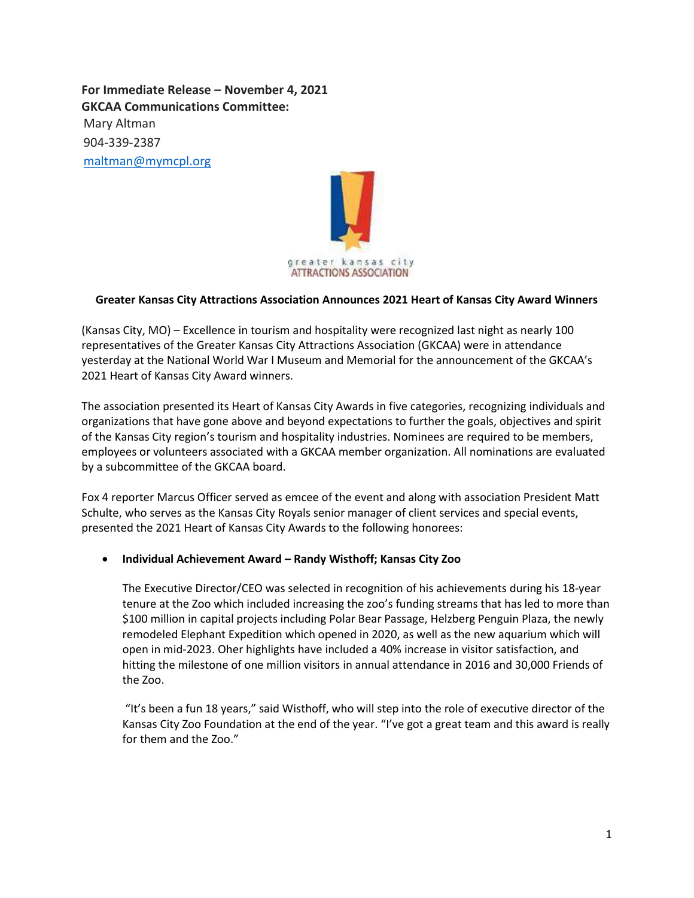**For Immediate Release – November 4, 2021**
**GKCAA Communications Committee:**
Mary Altman
904-339-2387
[maltman@mymcpl.org](mailto:maltman@mymcpl.org)

greater kansas city
ATTRACTIONS ASSOCIATION

**Greater Kansas City Attractions Association Announces 2021 Heart of Kansas City Award Winners**

(Kansas City, MO) – Excellence in tourism and hospitality were recognized last night as nearly 100 representatives of the Greater Kansas City Attractions Association (GKCAA) were in attendance yesterday at the National World War I Museum and Memorial for the announcement of the GKCAA's 2021 Heart of Kansas City Award winners.

The association presented its Heart of Kansas City Awards in five categories, recognizing individuals and organizations that have gone above and beyond expectations to further the goals, objectives and spirit of the Kansas City region's tourism and hospitality industries. Nominees are required to be members, employees or volunteers associated with a GKCAA member organization. All nominations are evaluated by a subcommittee of the GKCAA board.

Fox 4 reporter Marcus Officer served as emcee of the event and along with association President Matt Schulte, who serves as the Kansas City Royals senior manager of client services and special events, presented the 2021 Heart of Kansas City Awards to the following honorees:

- **Individual Achievement Award – Randy Wisthoff; Kansas City Zoo**

  The Executive Director/CEO was selected in recognition of his achievements during his 18-year tenure at the Zoo which included increasing the zoo's funding streams that has led to more than $100 million in capital projects including Polar Bear Passage, Helzberg Penguin Plaza, the newly remodeled Elephant Expedition which opened in 2020, as well as the new aquarium which will open in mid-2023. Oher highlights have included a 40% increase in visitor satisfaction, and hitting the milestone of one million visitors in annual attendance in 2016 and 30,000 Friends of the Zoo.

  "It's been a fun 18 years," said Wisthoff, who will step into the role of executive director of the Kansas City Zoo Foundation at the end of the year. "I've got a great team and this award is really for them and the Zoo."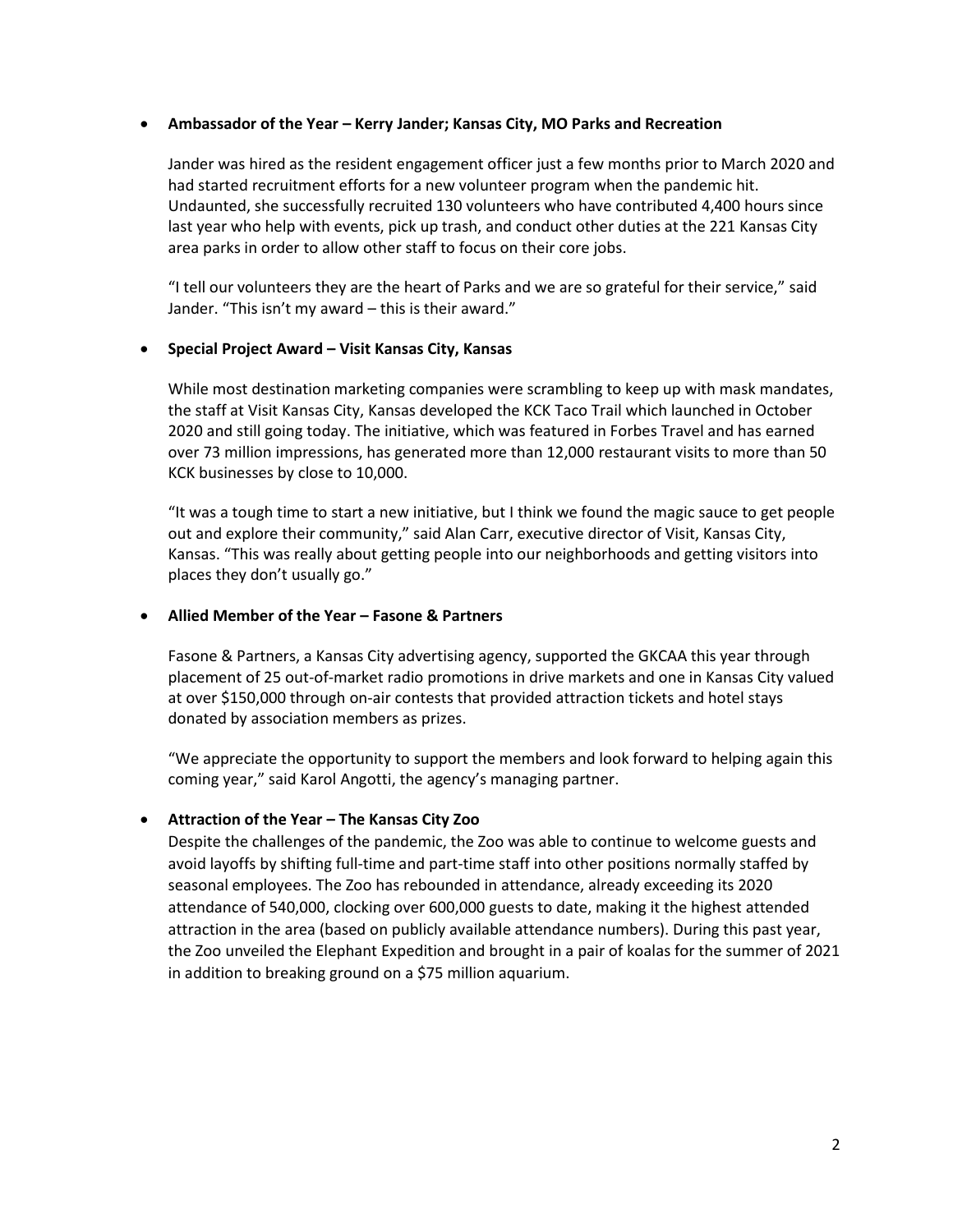- **Ambassador of the Year – Kerry Jander; Kansas City, MO Parks and Recreation**

  Jander was hired as the resident engagement officer just a few months prior to March 2020 and had started recruitment efforts for a new volunteer program when the pandemic hit. Undaunted, she successfully recruited 130 volunteers who have contributed 4,400 hours since last year who help with events, pick up trash, and conduct other duties at the 221 Kansas City area parks in order to allow other staff to focus on their core jobs.

  "I tell our volunteers they are the heart of Parks and we are so grateful for their service," said Jander. "This isn't my award – this is their award."

- **Special Project Award – Visit Kansas City, Kansas**

  While most destination marketing companies were scrambling to keep up with mask mandates, the staff at Visit Kansas City, Kansas developed the KCK Taco Trail which launched in October 2020 and still going today. The initiative, which was featured in Forbes Travel and has earned over 73 million impressions, has generated more than 12,000 restaurant visits to more than 50 KCK businesses by close to 10,000.

  "It was a tough time to start a new initiative, but I think we found the magic sauce to get people out and explore their community," said Alan Carr, executive director of Visit, Kansas City, Kansas. "This was really about getting people into our neighborhoods and getting visitors into places they don't usually go."

- **Allied Member of the Year – Fasone & Partners**

  Fasone & Partners, a Kansas City advertising agency, supported the GKCAA this year through placement of 25 out-of-market radio promotions in drive markets and one in Kansas City valued at over $150,000 through on-air contests that provided attraction tickets and hotel stays donated by association members as prizes.

  "We appreciate the opportunity to support the members and look forward to helping again this coming year," said Karol Angotti, the agency's managing partner.

- **Attraction of the Year – The Kansas City Zoo**

  Despite the challenges of the pandemic, the Zoo was able to continue to welcome guests and avoid layoffs by shifting full-time and part-time staff into other positions normally staffed by seasonal employees. The Zoo has rebounded in attendance, already exceeding its 2020 attendance of 540,000, clocking over 600,000 guests to date, making it the highest attended attraction in the area (based on publicly available attendance numbers). During this past year, the Zoo unveiled the Elephant Expedition and brought in a pair of koalas for the summer of 2021 in addition to breaking ground on a $75 million aquarium.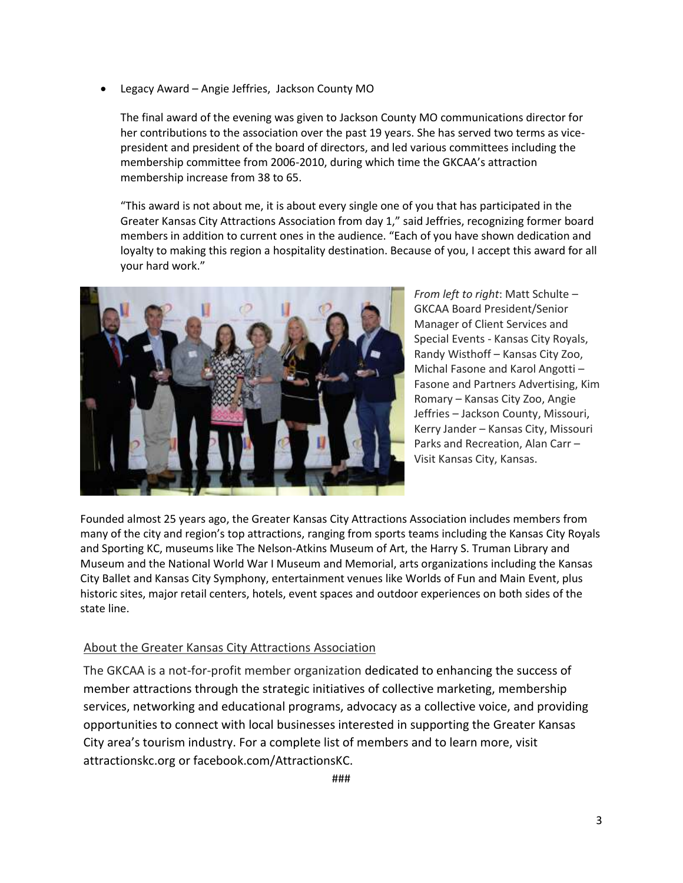- Legacy Award – Angie Jeffries, Jackson County MO

  The final award of the evening was given to Jackson County MO communications director for her contributions to the association over the past 19 years. She has served two terms as vice-president and president of the board of directors, and led various committees including the membership committee from 2006-2010, during which time the GKCAA's attraction membership increase from 38 to 65.

  "This award is not about me, it is about every single one of you that has participated in the Greater Kansas City Attractions Association from day 1," said Jeffries, recognizing former board members in addition to current ones in the audience. "Each of you have shown dedication and loyalty to making this region a hospitality destination. Because of you, I accept this award for all your hard work."

*From left to right*: Matt Schulte – GKCAA Board President/Senior Manager of Client Services and Special Events - Kansas City Royals, Randy Wisthoff – Kansas City Zoo, Michal Fasone and Karol Angotti – Fasone and Partners Advertising, Kim Romary – Kansas City Zoo, Angie Jeffries – Jackson County, Missouri, Kerry Jander – Kansas City, Missouri Parks and Recreation, Alan Carr – Visit Kansas City, Kansas.

Founded almost 25 years ago, the Greater Kansas City Attractions Association includes members from many of the city and region's top attractions, ranging from sports teams including the Kansas City Royals and Sporting KC, museums like The Nelson-Atkins Museum of Art, the Harry S. Truman Library and Museum and the National World War I Museum and Memorial, arts organizations including the Kansas City Ballet and Kansas City Symphony, entertainment venues like Worlds of Fun and Main Event, plus historic sites, major retail centers, hotels, event spaces and outdoor experiences on both sides of the state line.

## About the Greater Kansas City Attractions Association

The GKCAA is a not-for-profit member organization dedicated to enhancing the success of member attractions through the strategic initiatives of collective marketing, membership services, networking and educational programs, advocacy as a collective voice, and providing opportunities to connect with local businesses interested in supporting the Greater Kansas City area's tourism industry. For a complete list of members and to learn more, visit attractionskc.org or facebook.com/AttractionsKC.

###